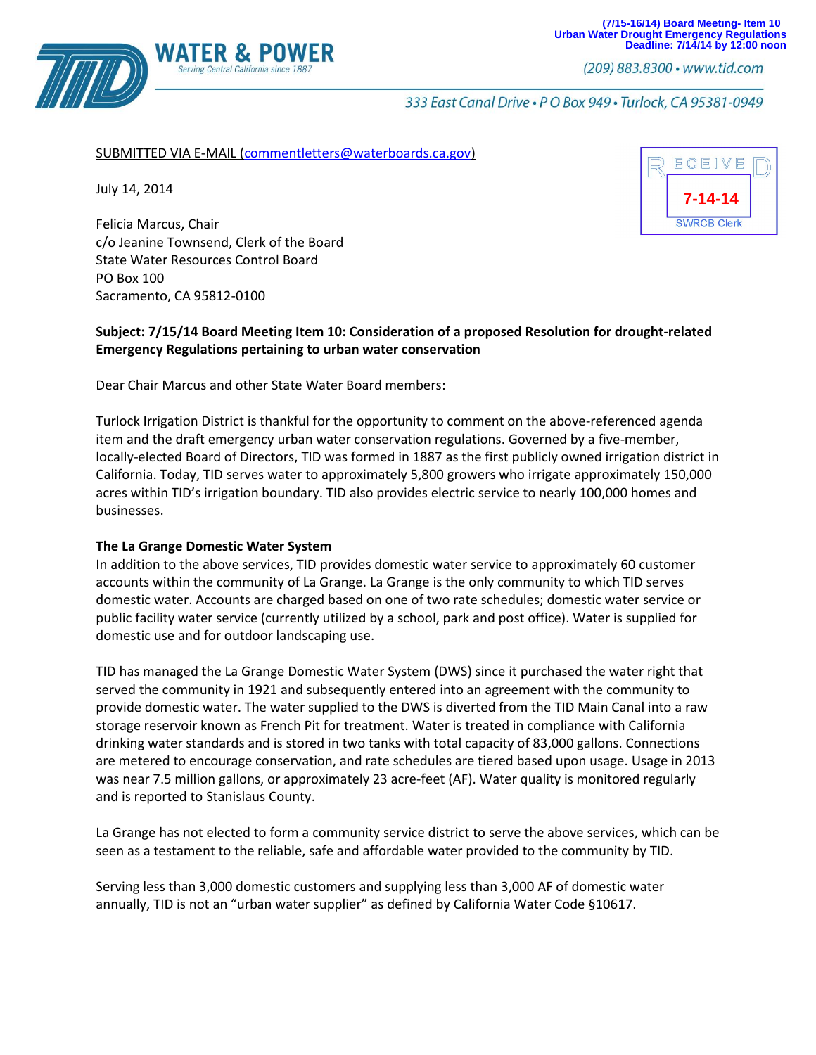(7/15-16/14) Board Meeting- Item 10
Urban Water Drought Emergency Regulations
Deadline: 7/14/14 by 12:00 noon

**WATER & POWER**
*Serving Central California since 1887*

*(209) 883.8300 • www.tid.com*

*333 East Canal Drive • P O Box 949 • Turlock, CA 95381-0949*

SUBMITTED VIA E-MAIL (commentletters@waterboards.ca.gov)

RECEIVED
7-14-14
SWRCB Clerk

July 14, 2014

Felicia Marcus, Chair
c/o Jeanine Townsend, Clerk of the Board
State Water Resources Control Board
PO Box 100
Sacramento, CA 95812-0100

**Subject: 7/15/14 Board Meeting Item 10: Consideration of a proposed Resolution for drought-related Emergency Regulations pertaining to urban water conservation**

Dear Chair Marcus and other State Water Board members:

Turlock Irrigation District is thankful for the opportunity to comment on the above-referenced agenda item and the draft emergency urban water conservation regulations. Governed by a five-member, locally-elected Board of Directors, TID was formed in 1887 as the first publicly owned irrigation district in California. Today, TID serves water to approximately 5,800 growers who irrigate approximately 150,000 acres within TID's irrigation boundary. TID also provides electric service to nearly 100,000 homes and businesses.

**The La Grange Domestic Water System**

In addition to the above services, TID provides domestic water service to approximately 60 customer accounts within the community of La Grange. La Grange is the only community to which TID serves domestic water. Accounts are charged based on one of two rate schedules; domestic water service or public facility water service (currently utilized by a school, park and post office). Water is supplied for domestic use and for outdoor landscaping use.

TID has managed the La Grange Domestic Water System (DWS) since it purchased the water right that served the community in 1921 and subsequently entered into an agreement with the community to provide domestic water. The water supplied to the DWS is diverted from the TID Main Canal into a raw storage reservoir known as French Pit for treatment. Water is treated in compliance with California drinking water standards and is stored in two tanks with total capacity of 83,000 gallons. Connections are metered to encourage conservation, and rate schedules are tiered based upon usage. Usage in 2013 was near 7.5 million gallons, or approximately 23 acre-feet (AF). Water quality is monitored regularly and is reported to Stanislaus County.

La Grange has not elected to form a community service district to serve the above services, which can be seen as a testament to the reliable, safe and affordable water provided to the community by TID.

Serving less than 3,000 domestic customers and supplying less than 3,000 AF of domestic water annually, TID is not an "urban water supplier" as defined by California Water Code §10617.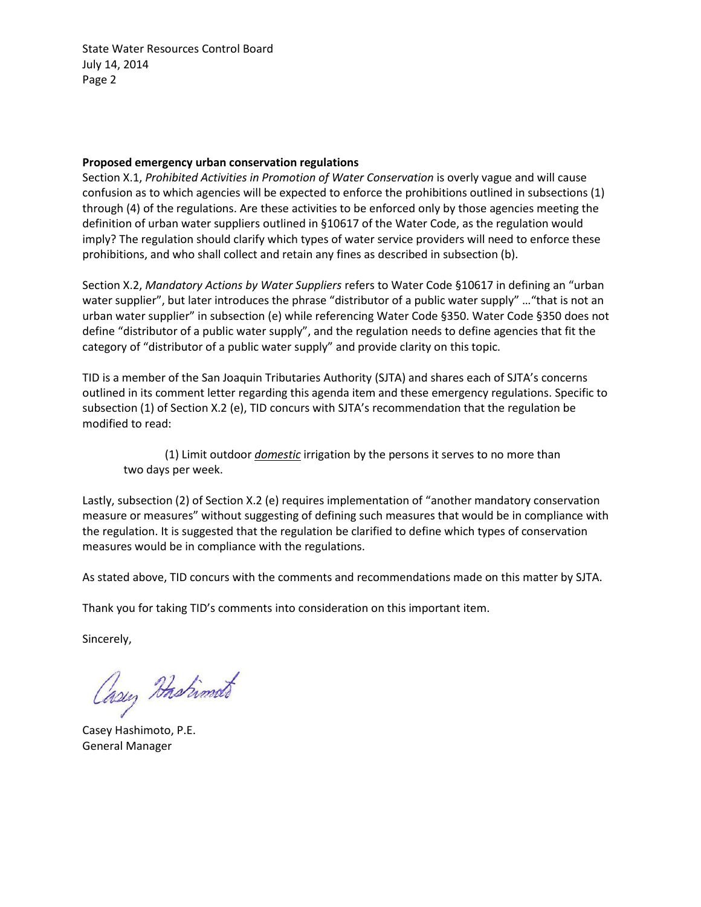**Proposed emergency urban conservation regulations**

Section X.1, *Prohibited Activities in Promotion of Water Conservation* is overly vague and will cause confusion as to which agencies will be expected to enforce the prohibitions outlined in subsections (1) through (4) of the regulations. Are these activities to be enforced only by those agencies meeting the definition of urban water suppliers outlined in §10617 of the Water Code, as the regulation would imply? The regulation should clarify which types of water service providers will need to enforce these prohibitions, and who shall collect and retain any fines as described in subsection (b).

Section X.2, *Mandatory Actions by Water Suppliers* refers to Water Code §10617 in defining an "urban water supplier", but later introduces the phrase "distributor of a public water supply" …"that is not an urban water supplier" in subsection (e) while referencing Water Code §350. Water Code §350 does not define "distributor of a public water supply", and the regulation needs to define agencies that fit the category of "distributor of a public water supply" and provide clarity on this topic.

TID is a member of the San Joaquin Tributaries Authority (SJTA) and shares each of SJTA's concerns outlined in its comment letter regarding this agenda item and these emergency regulations. Specific to subsection (1) of Section X.2 (e), TID concurs with SJTA's recommendation that the regulation be modified to read:

> (1) Limit outdoor ***domestic*** irrigation by the persons it serves to no more than two days per week.

Lastly, subsection (2) of Section X.2 (e) requires implementation of "another mandatory conservation measure or measures" without suggesting of defining such measures that would be in compliance with the regulation. It is suggested that the regulation be clarified to define which types of conservation measures would be in compliance with the regulations.

As stated above, TID concurs with the comments and recommendations made on this matter by SJTA.

Thank you for taking TID's comments into consideration on this important item.

Sincerely,

Casey Hashimoto

Casey Hashimoto, P.E.
General Manager